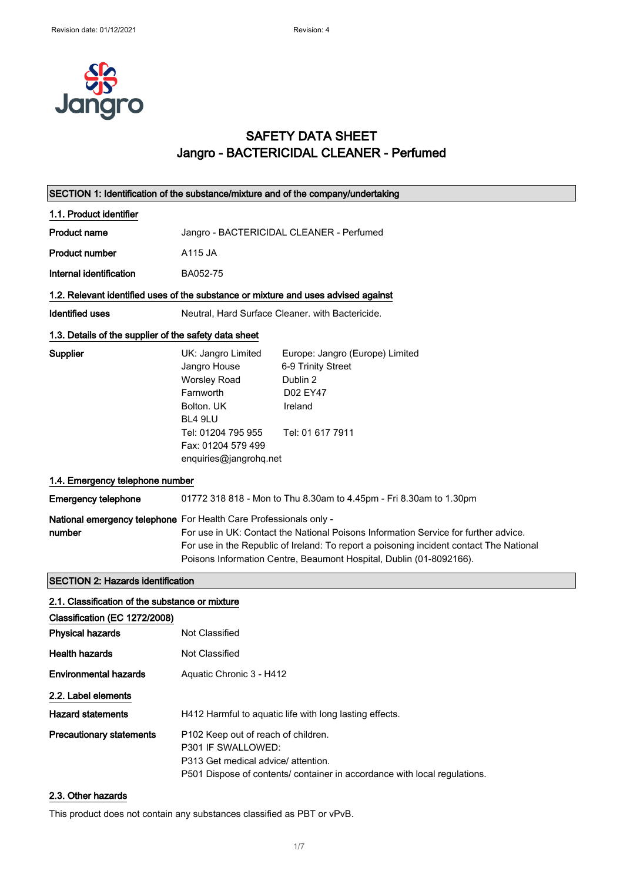# SAFETY DATA SHEET
# Jangro - BACTERICIDAL CLEANER - Perfumed

## SECTION 1: Identification of the substance/mixture and of the company/undertaking

### 1.1. Product identifier

| | |
|---|---|
| **Product name** | Jangro - BACTERICIDAL CLEANER - Perfumed |
| **Product number** | A115 JA |
| **Internal identification** | BA052-75 |

### 1.2. Relevant identified uses of the substance or mixture and uses advised against

| | |
|---|---|
| **Identified uses** | Neutral, Hard Surface Cleaner. with Bactericide. |

### 1.3. Details of the supplier of the safety data sheet

**Supplier**

UK: Jangro Limited
Jangro House
Worsley Road
Farnworth
Bolton. UK
BL4 9LU
Tel: 01204 795 955
Fax: 01204 579 499
enquiries@jangrohq.net

Europe: Jangro (Europe) Limited
6-9 Trinity Street
Dublin 2
D02 EY47
Ireland

Tel: 01 617 7911

### 1.4. Emergency telephone number

| | |
|---|---|
| **Emergency telephone** | 01772 318 818 - Mon to Thu 8.30am to 4.45pm - Fri 8.30am to 1.30pm |
| **National emergency telephone number** | For Health Care Professionals only - For use in UK: Contact the National Poisons Information Service for further advice. For use in the Republic of Ireland: To report a poisoning incident contact The National Poisons Information Centre, Beaumont Hospital, Dublin (01-8092166). |

## SECTION 2: Hazards identification

### 2.1. Classification of the substance or mixture

**Classification (EC 1272/2008)**

| | |
|---|---|
| **Physical hazards** | Not Classified |
| **Health hazards** | Not Classified |
| **Environmental hazards** | Aquatic Chronic 3 - H412 |

### 2.2. Label elements

**Hazard statements**

H412 Harmful to aquatic life with long lasting effects.

**Precautionary statements**

P102 Keep out of reach of children.
P301 IF SWALLOWED:
P313 Get medical advice/ attention.
P501 Dispose of contents/ container in accordance with local regulations.

### 2.3. Other hazards

This product does not contain any substances classified as PBT or vPvB.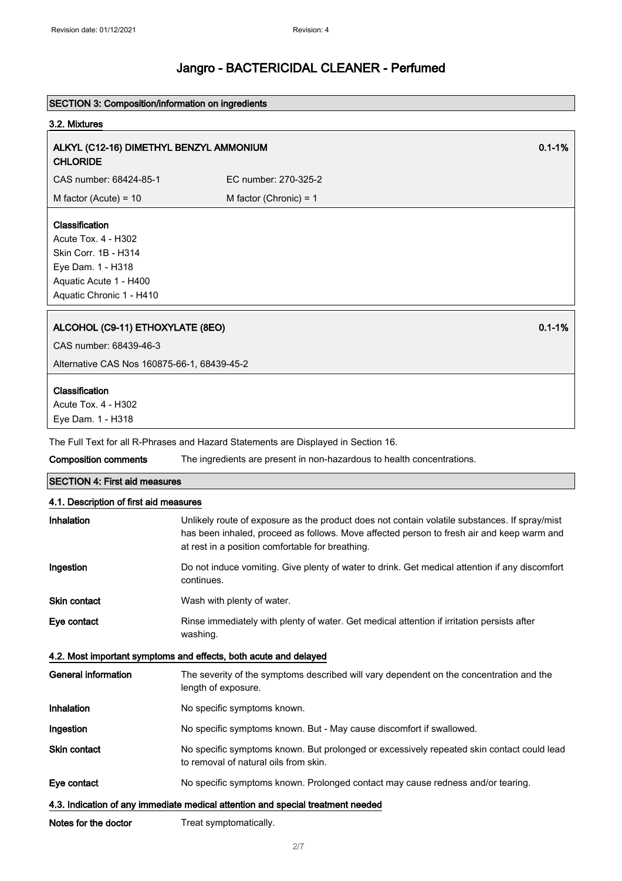## SECTION 3: Composition/information on ingredients

### 3.2. Mixtures

**ALKYL (C12-16) DIMETHYL BENZYL AMMONIUM CHLORIDE** — 0.1-1%

| | |
|---|---|
| CAS number: 68424-85-1 | EC number: 270-325-2 |
| M factor (Acute) = 10 | M factor (Chronic) = 1 |

**Classification**
Acute Tox. 4 - H302
Skin Corr. 1B - H314
Eye Dam. 1 - H318
Aquatic Acute 1 - H400
Aquatic Chronic 1 - H410

**ALCOHOL (C9-11) ETHOXYLATE (8EO)** — 0.1-1%

CAS number: 68439-46-3

Alternative CAS Nos 160875-66-1, 68439-45-2

**Classification**
Acute Tox. 4 - H302
Eye Dam. 1 - H318

The Full Text for all R-Phrases and Hazard Statements are Displayed in Section 16.

| | |
|---|---|
| **Composition comments** | The ingredients are present in non-hazardous to health concentrations. |

## SECTION 4: First aid measures

### 4.1. Description of first aid measures

| | |
|---|---|
| **Inhalation** | Unlikely route of exposure as the product does not contain volatile substances. If spray/mist has been inhaled, proceed as follows. Move affected person to fresh air and keep warm and at rest in a position comfortable for breathing. |
| **Ingestion** | Do not induce vomiting. Give plenty of water to drink. Get medical attention if any discomfort continues. |
| **Skin contact** | Wash with plenty of water. |
| **Eye contact** | Rinse immediately with plenty of water. Get medical attention if irritation persists after washing. |

### 4.2. Most important symptoms and effects, both acute and delayed

| | |
|---|---|
| **General information** | The severity of the symptoms described will vary dependent on the concentration and the length of exposure. |
| **Inhalation** | No specific symptoms known. |
| **Ingestion** | No specific symptoms known. But - May cause discomfort if swallowed. |
| **Skin contact** | No specific symptoms known. But prolonged or excessively repeated skin contact could lead to removal of natural oils from skin. |
| **Eye contact** | No specific symptoms known. Prolonged contact may cause redness and/or tearing. |

### 4.3. Indication of any immediate medical attention and special treatment needed

| | |
|---|---|
| **Notes for the doctor** | Treat symptomatically. |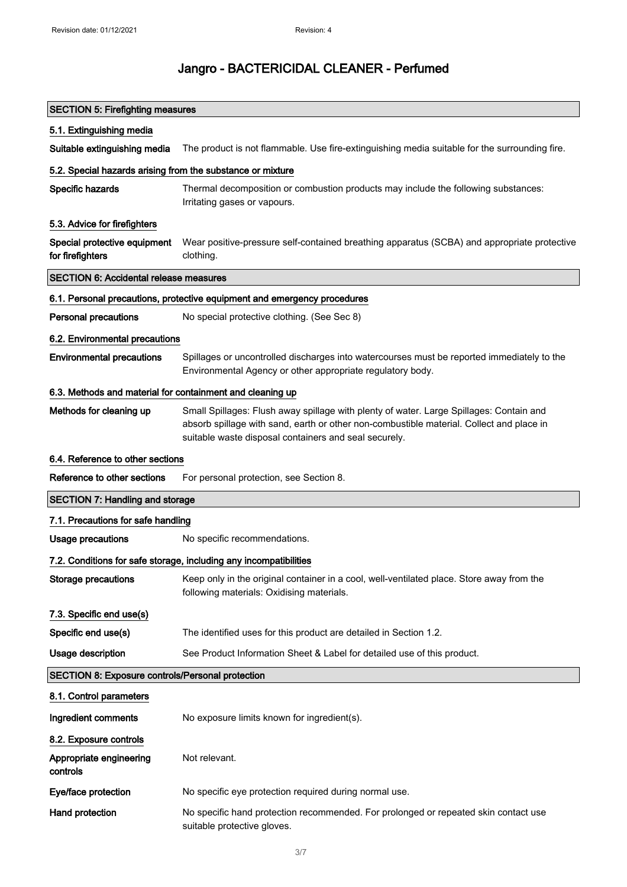# Jangro - BACTERICIDAL CLEANER - Perfumed

## SECTION 5: Firefighting measures

### 5.1. Extinguishing media

**Suitable extinguishing media** The product is not flammable. Use fire-extinguishing media suitable for the surrounding fire.

### 5.2. Special hazards arising from the substance or mixture

**Specific hazards** Thermal decomposition or combustion products may include the following substances: Irritating gases or vapours.

### 5.3. Advice for firefighters

**Special protective equipment for firefighters** Wear positive-pressure self-contained breathing apparatus (SCBA) and appropriate protective clothing.

## SECTION 6: Accidental release measures

### 6.1. Personal precautions, protective equipment and emergency procedures

**Personal precautions** No special protective clothing. (See Sec 8)

### 6.2. Environmental precautions

**Environmental precautions** Spillages or uncontrolled discharges into watercourses must be reported immediately to the Environmental Agency or other appropriate regulatory body.

### 6.3. Methods and material for containment and cleaning up

**Methods for cleaning up** Small Spillages: Flush away spillage with plenty of water. Large Spillages: Contain and absorb spillage with sand, earth or other non-combustible material. Collect and place in suitable waste disposal containers and seal securely.

### 6.4. Reference to other sections

**Reference to other sections** For personal protection, see Section 8.

## SECTION 7: Handling and storage

### 7.1. Precautions for safe handling

**Usage precautions** No specific recommendations.

### 7.2. Conditions for safe storage, including any incompatibilities

**Storage precautions** Keep only in the original container in a cool, well-ventilated place. Store away from the following materials: Oxidising materials.

### 7.3. Specific end use(s)

**Specific end use(s)** The identified uses for this product are detailed in Section 1.2.

**Usage description** See Product Information Sheet & Label for detailed use of this product.

## SECTION 8: Exposure controls/Personal protection

### 8.1. Control parameters

**Ingredient comments** No exposure limits known for ingredient(s).

### 8.2. Exposure controls

**Appropriate engineering controls** Not relevant.

**Eye/face protection** No specific eye protection required during normal use.

**Hand protection** No specific hand protection recommended. For prolonged or repeated skin contact use suitable protective gloves.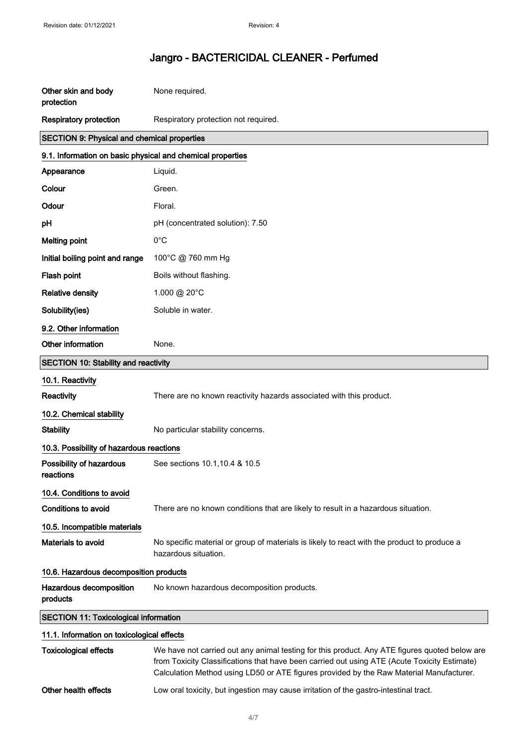# Jangro - BACTERICIDAL CLEANER - Perfumed

| | |
|---|---|
| **Other skin and body protection** | None required. |
| **Respiratory protection** | Respiratory protection not required. |

## SECTION 9: Physical and chemical properties

### 9.1. Information on basic physical and chemical properties

| | |
|---|---|
| **Appearance** | Liquid. |
| **Colour** | Green. |
| **Odour** | Floral. |
| **pH** | pH (concentrated solution): 7.50 |
| **Melting point** | 0°C |
| **Initial boiling point and range** | 100°C @ 760 mm Hg |
| **Flash point** | Boils without flashing. |
| **Relative density** | 1.000 @ 20°C |
| **Solubility(ies)** | Soluble in water. |

### 9.2. Other information

| | |
|---|---|
| **Other information** | None. |

## SECTION 10: Stability and reactivity

### 10.1. Reactivity

| | |
|---|---|
| **Reactivity** | There are no known reactivity hazards associated with this product. |

### 10.2. Chemical stability

| | |
|---|---|
| **Stability** | No particular stability concerns. |

### 10.3. Possibility of hazardous reactions

| | |
|---|---|
| **Possibility of hazardous reactions** | See sections 10.1,10.4 & 10.5 |

### 10.4. Conditions to avoid

| | |
|---|---|
| **Conditions to avoid** | There are no known conditions that are likely to result in a hazardous situation. |

### 10.5. Incompatible materials

| | |
|---|---|
| **Materials to avoid** | No specific material or group of materials is likely to react with the product to produce a hazardous situation. |

### 10.6. Hazardous decomposition products

| | |
|---|---|
| **Hazardous decomposition products** | No known hazardous decomposition products. |

## SECTION 11: Toxicological information

### 11.1. Information on toxicological effects

| | |
|---|---|
| **Toxicological effects** | We have not carried out any animal testing for this product. Any ATE figures quoted below are from Toxicity Classifications that have been carried out using ATE (Acute Toxicity Estimate) Calculation Method using LD50 or ATE figures provided by the Raw Material Manufacturer. |
| **Other health effects** | Low oral toxicity, but ingestion may cause irritation of the gastro-intestinal tract. |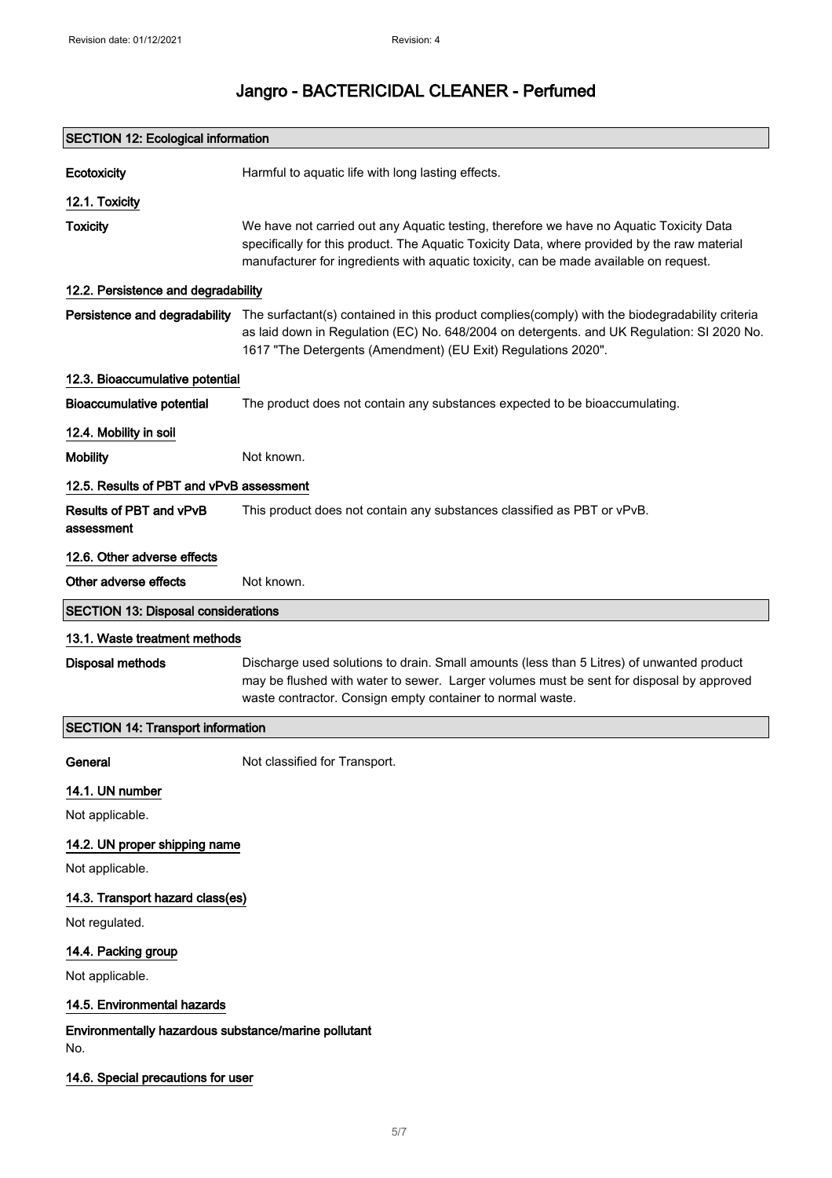## SECTION 12: Ecological information

**Ecotoxicity** Harmful to aquatic life with long lasting effects.

### 12.1. Toxicity

**Toxicity** We have not carried out any Aquatic testing, therefore we have no Aquatic Toxicity Data specifically for this product. The Aquatic Toxicity Data, where provided by the raw material manufacturer for ingredients with aquatic toxicity, can be made available on request.

### 12.2. Persistence and degradability

**Persistence and degradability** The surfactant(s) contained in this product complies(comply) with the biodegradability criteria as laid down in Regulation (EC) No. 648/2004 on detergents. and UK Regulation: SI 2020 No. 1617 "The Detergents (Amendment) (EU Exit) Regulations 2020".

### 12.3. Bioaccumulative potential

**Bioaccumulative potential** The product does not contain any substances expected to be bioaccumulating.

### 12.4. Mobility in soil

**Mobility** Not known.

### 12.5. Results of PBT and vPvB assessment

**Results of PBT and vPvB assessment** This product does not contain any substances classified as PBT or vPvB.

### 12.6. Other adverse effects

**Other adverse effects** Not known.

## SECTION 13: Disposal considerations

### 13.1. Waste treatment methods

**Disposal methods** Discharge used solutions to drain. Small amounts (less than 5 Litres) of unwanted product may be flushed with water to sewer. Larger volumes must be sent for disposal by approved waste contractor. Consign empty container to normal waste.

## SECTION 14: Transport information

**General** Not classified for Transport.

### 14.1. UN number

Not applicable.

### 14.2. UN proper shipping name

Not applicable.

### 14.3. Transport hazard class(es)

Not regulated.

### 14.4. Packing group

Not applicable.

### 14.5. Environmental hazards

**Environmentally hazardous substance/marine pollutant**

No.

### 14.6. Special precautions for user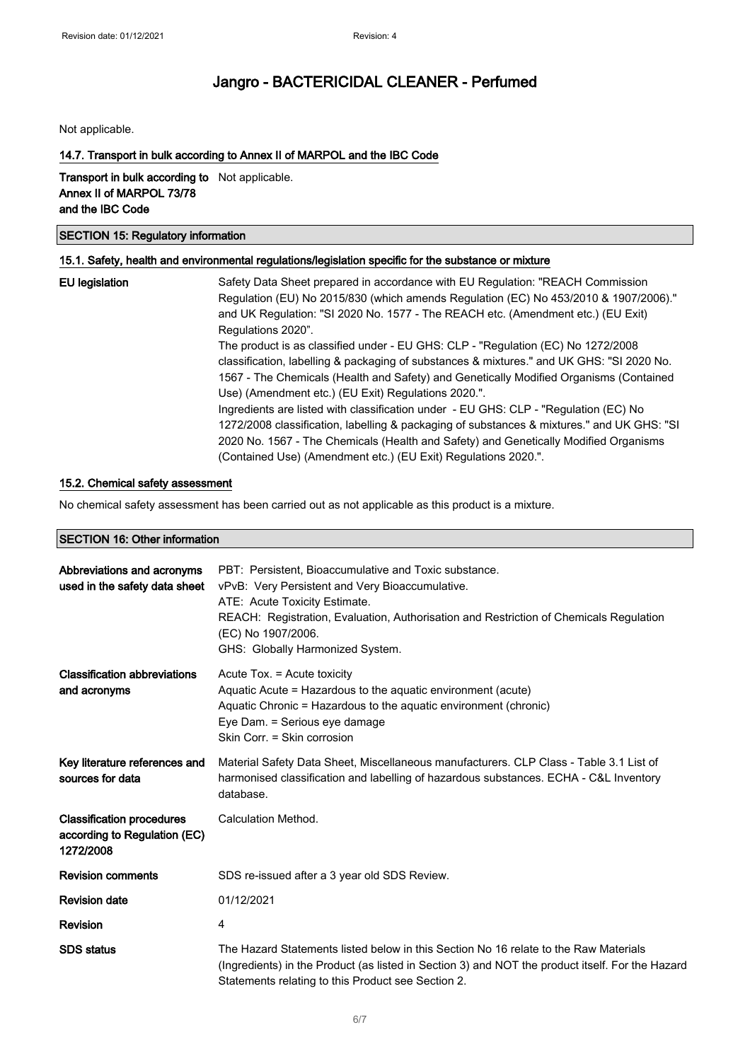Not applicable.

#### 14.7. Transport in bulk according to Annex II of MARPOL and the IBC Code

| | |
|---|---|
| **Transport in bulk according to Annex II of MARPOL 73/78 and the IBC Code** | Not applicable. |

## SECTION 15: Regulatory information

#### 15.1. Safety, health and environmental regulations/legislation specific for the substance or mixture

| | |
|---|---|
| **EU legislation** | Safety Data Sheet prepared in accordance with EU Regulation: "REACH Commission Regulation (EU) No 2015/830 (which amends Regulation (EC) No 453/2010 & 1907/2006)." and UK Regulation: "SI 2020 No. 1577 - The REACH etc. (Amendment etc.) (EU Exit) Regulations 2020". The product is as classified under - EU GHS: CLP - "Regulation (EC) No 1272/2008 classification, labelling & packaging of substances & mixtures." and UK GHS: "SI 2020 No. 1567 - The Chemicals (Health and Safety) and Genetically Modified Organisms (Contained Use) (Amendment etc.) (EU Exit) Regulations 2020.". Ingredients are listed with classification under - EU GHS: CLP - "Regulation (EC) No 1272/2008 classification, labelling & packaging of substances & mixtures." and UK GHS: "SI 2020 No. 1567 - The Chemicals (Health and Safety) and Genetically Modified Organisms (Contained Use) (Amendment etc.) (EU Exit) Regulations 2020.". |

#### 15.2. Chemical safety assessment

No chemical safety assessment has been carried out as not applicable as this product is a mixture.

## SECTION 16: Other information

| | |
|---|---|
| **Abbreviations and acronyms used in the safety data sheet** | PBT: Persistent, Bioaccumulative and Toxic substance.<br>vPvB: Very Persistent and Very Bioaccumulative.<br>ATE: Acute Toxicity Estimate.<br>REACH: Registration, Evaluation, Authorisation and Restriction of Chemicals Regulation (EC) No 1907/2006.<br>GHS: Globally Harmonized System. |
| **Classification abbreviations and acronyms** | Acute Tox. = Acute toxicity<br>Aquatic Acute = Hazardous to the aquatic environment (acute)<br>Aquatic Chronic = Hazardous to the aquatic environment (chronic)<br>Eye Dam. = Serious eye damage<br>Skin Corr. = Skin corrosion |
| **Key literature references and sources for data** | Material Safety Data Sheet, Miscellaneous manufacturers. CLP Class - Table 3.1 List of harmonised classification and labelling of hazardous substances. ECHA - C&L Inventory database. |
| **Classification procedures according to Regulation (EC) 1272/2008** | Calculation Method. |
| **Revision comments** | SDS re-issued after a 3 year old SDS Review. |
| **Revision date** | 01/12/2021 |
| **Revision** | 4 |
| **SDS status** | The Hazard Statements listed below in this Section No 16 relate to the Raw Materials (Ingredients) in the Product (as listed in Section 3) and NOT the product itself. For the Hazard Statements relating to this Product see Section 2. |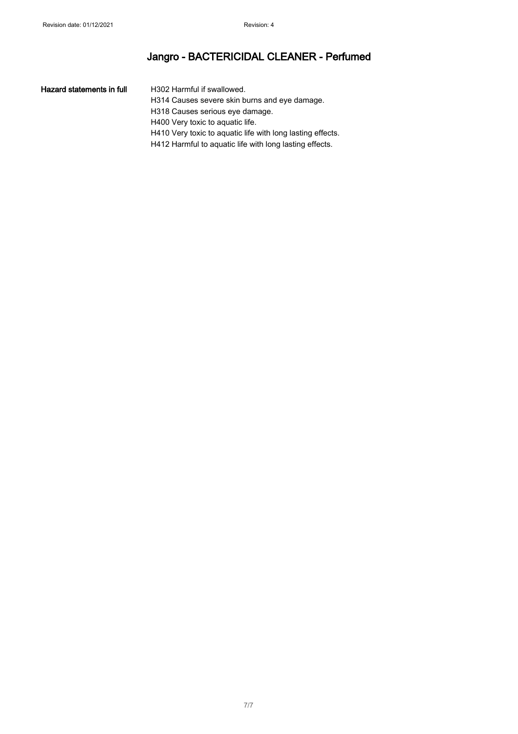**Hazard statements in full**

H302 Harmful if swallowed.
H314 Causes severe skin burns and eye damage.
H318 Causes serious eye damage.
H400 Very toxic to aquatic life.
H410 Very toxic to aquatic life with long lasting effects.
H412 Harmful to aquatic life with long lasting effects.